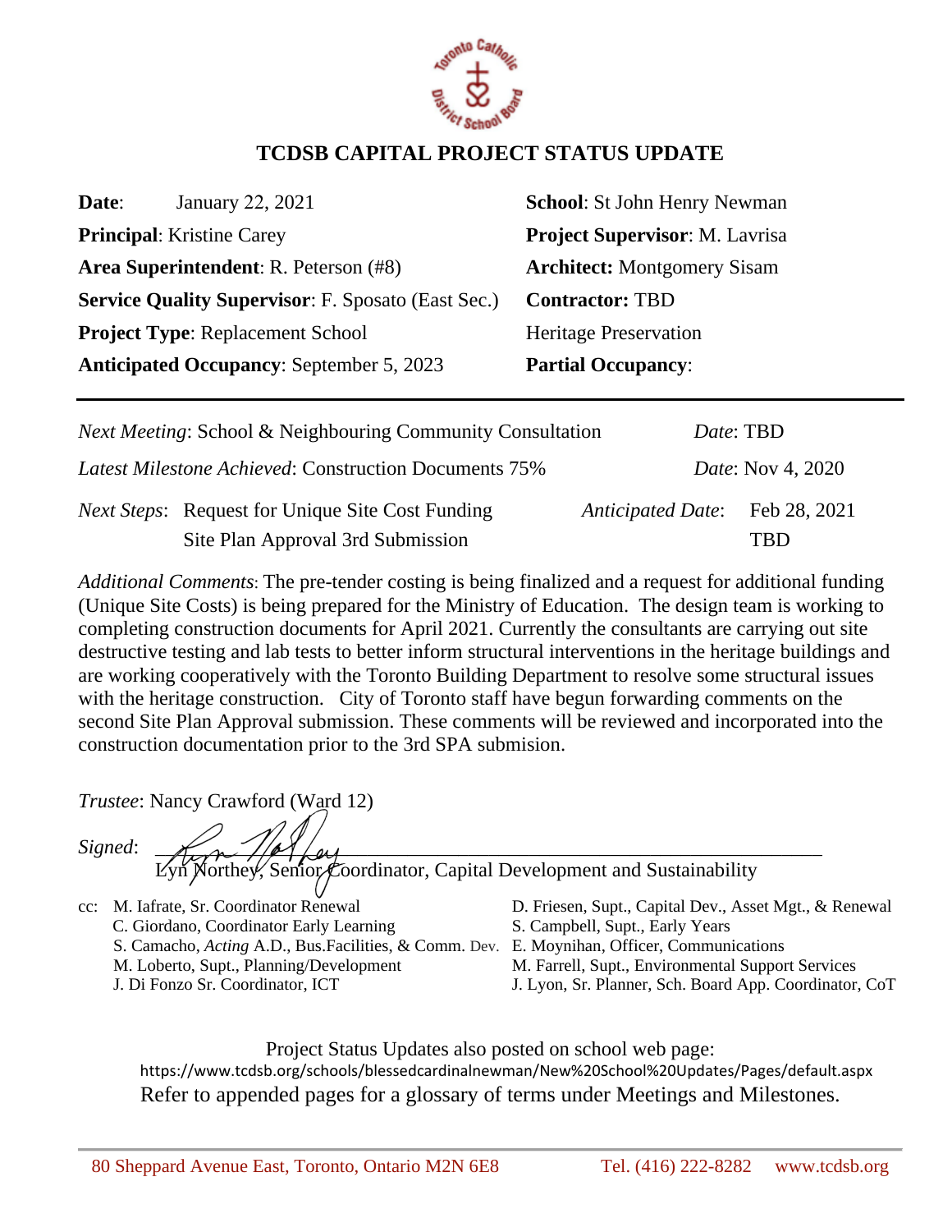# TCDSB CAPITAL PROJECT STATUS UPDATE

**Date**: January 22, 2021

**Principal**: Kristine Carey

**Area Superintendent**: R. Peterson (#8)

**Service Quality Supervisor**: F. Sposato (East Sec.)

**Project Type**: Replacement School

**Anticipated Occupancy**: September 5, 2023

**School**: St John Henry Newman

**Project Supervisor**: M. Lavrisa

**Architect:** Montgomery Sisam

**Contractor:** TBD

Heritage Preservation

**Partial Occupancy**:

---

*Next Meeting*: School & Neighbouring Community Consultation — *Date*: TBD

*Latest Milestone Achieved*: Construction Documents 75% — *Date*: Nov 4, 2020

*Next Steps*: Request for Unique Site Cost Funding — *Anticipated Date*: Feb 28, 2021
Site Plan Approval 3rd Submission — TBD

*Additional Comments*: The pre-tender costing is being finalized and a request for additional funding (Unique Site Costs) is being prepared for the Ministry of Education. The design team is working to completing construction documents for April 2021. Currently the consultants are carrying out site destructive testing and lab tests to better inform structural interventions in the heritage buildings and are working cooperatively with the Toronto Building Department to resolve some structural issues with the heritage construction. City of Toronto staff have begun forwarding comments on the second Site Plan Approval submission. These comments will be reviewed and incorporated into the construction documentation prior to the 3rd SPA submision.

*Trustee*: Nancy Crawford (Ward 12)

*Signed*: ______________________________
Lyn Northey, Senior Coordinator, Capital Development and Sustainability

cc: M. Iafrate, Sr. Coordinator Renewal
C. Giordano, Coordinator Early Learning
S. Camacho, *Acting* A.D., Bus.Facilities, & Comm. Dev.
M. Loberto, Supt., Planning/Development
J. Di Fonzo Sr. Coordinator, ICT
D. Friesen, Supt., Capital Dev., Asset Mgt., & Renewal
S. Campbell, Supt., Early Years
E. Moynihan, Officer, Communications
M. Farrell, Supt., Environmental Support Services
J. Lyon, Sr. Planner, Sch. Board App. Coordinator, CoT

Project Status Updates also posted on school web page:
https://www.tcdsb.org/schools/blessedcardinalnewman/New%20School%20Updates/Pages/default.aspx
Refer to appended pages for a glossary of terms under Meetings and Milestones.

80 Sheppard Avenue East, Toronto, Ontario M2N 6E8 Tel. (416) 222-8282 www.tcdsb.org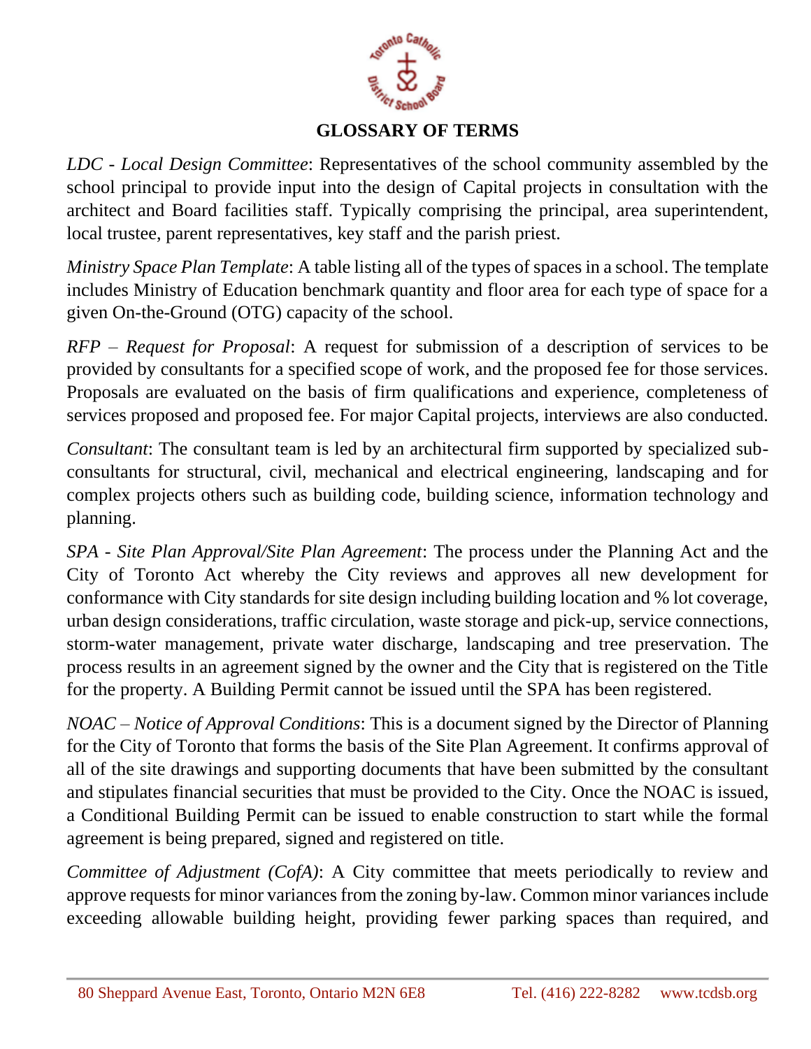## GLOSSARY OF TERMS

*LDC - Local Design Committee*: Representatives of the school community assembled by the school principal to provide input into the design of Capital projects in consultation with the architect and Board facilities staff. Typically comprising the principal, area superintendent, local trustee, parent representatives, key staff and the parish priest.

*Ministry Space Plan Template*: A table listing all of the types of spaces in a school. The template includes Ministry of Education benchmark quantity and floor area for each type of space for a given On-the-Ground (OTG) capacity of the school.

*RFP – Request for Proposal*: A request for submission of a description of services to be provided by consultants for a specified scope of work, and the proposed fee for those services. Proposals are evaluated on the basis of firm qualifications and experience, completeness of services proposed and proposed fee. For major Capital projects, interviews are also conducted.

*Consultant*: The consultant team is led by an architectural firm supported by specialized sub-consultants for structural, civil, mechanical and electrical engineering, landscaping and for complex projects others such as building code, building science, information technology and planning.

*SPA - Site Plan Approval/Site Plan Agreement*: The process under the Planning Act and the City of Toronto Act whereby the City reviews and approves all new development for conformance with City standards for site design including building location and % lot coverage, urban design considerations, traffic circulation, waste storage and pick-up, service connections, storm-water management, private water discharge, landscaping and tree preservation. The process results in an agreement signed by the owner and the City that is registered on the Title for the property. A Building Permit cannot be issued until the SPA has been registered.

*NOAC – Notice of Approval Conditions*: This is a document signed by the Director of Planning for the City of Toronto that forms the basis of the Site Plan Agreement. It confirms approval of all of the site drawings and supporting documents that have been submitted by the consultant and stipulates financial securities that must be provided to the City. Once the NOAC is issued, a Conditional Building Permit can be issued to enable construction to start while the formal agreement is being prepared, signed and registered on title.

*Committee of Adjustment (CofA)*: A City committee that meets periodically to review and approve requests for minor variances from the zoning by-law. Common minor variances include exceeding allowable building height, providing fewer parking spaces than required, and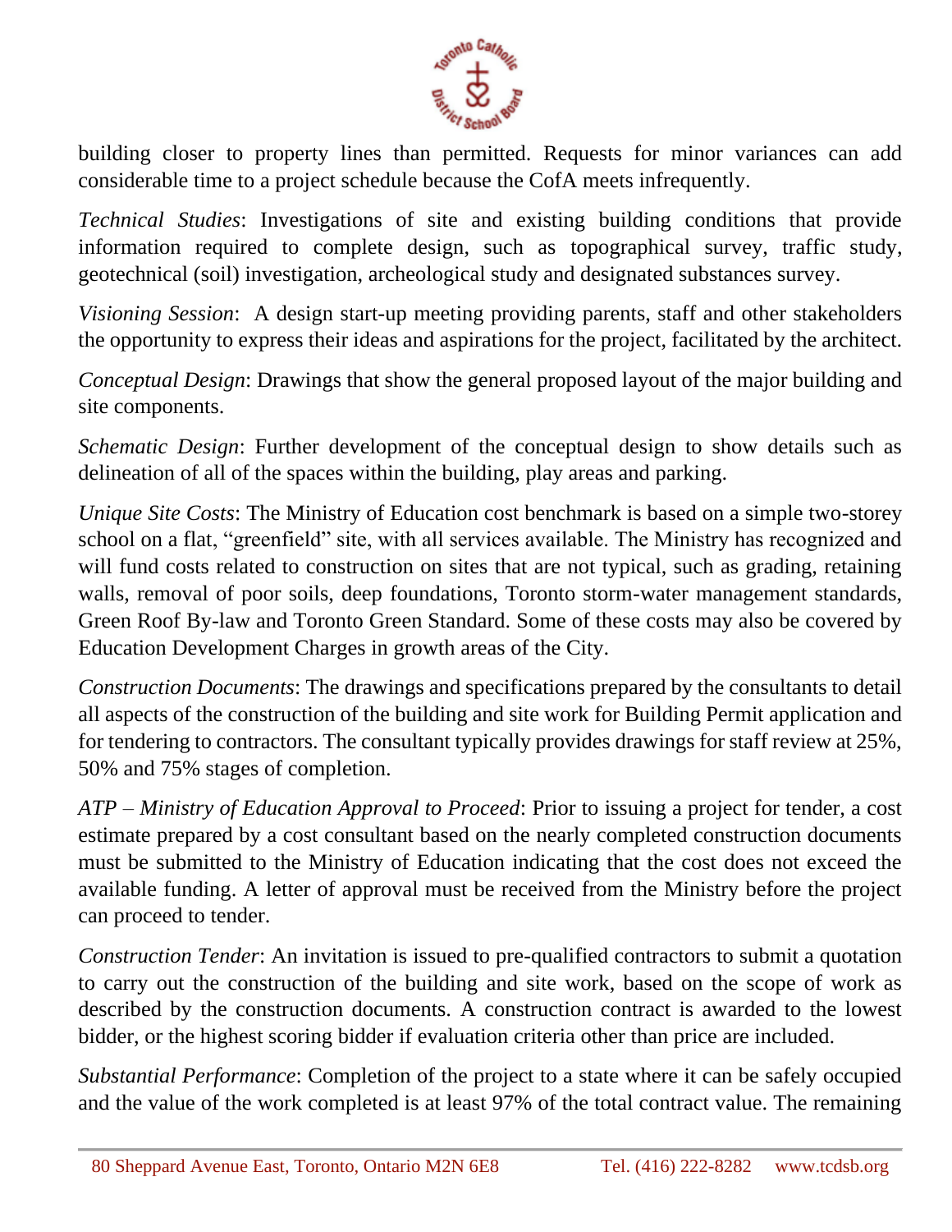building closer to property lines than permitted. Requests for minor variances can add considerable time to a project schedule because the CofA meets infrequently.

*Technical Studies*: Investigations of site and existing building conditions that provide information required to complete design, such as topographical survey, traffic study, geotechnical (soil) investigation, archeological study and designated substances survey.

*Visioning Session*: A design start-up meeting providing parents, staff and other stakeholders the opportunity to express their ideas and aspirations for the project, facilitated by the architect.

*Conceptual Design*: Drawings that show the general proposed layout of the major building and site components.

*Schematic Design*: Further development of the conceptual design to show details such as delineation of all of the spaces within the building, play areas and parking.

*Unique Site Costs*: The Ministry of Education cost benchmark is based on a simple two-storey school on a flat, "greenfield" site, with all services available. The Ministry has recognized and will fund costs related to construction on sites that are not typical, such as grading, retaining walls, removal of poor soils, deep foundations, Toronto storm-water management standards, Green Roof By-law and Toronto Green Standard. Some of these costs may also be covered by Education Development Charges in growth areas of the City.

*Construction Documents*: The drawings and specifications prepared by the consultants to detail all aspects of the construction of the building and site work for Building Permit application and for tendering to contractors. The consultant typically provides drawings for staff review at 25%, 50% and 75% stages of completion.

*ATP – Ministry of Education Approval to Proceed*: Prior to issuing a project for tender, a cost estimate prepared by a cost consultant based on the nearly completed construction documents must be submitted to the Ministry of Education indicating that the cost does not exceed the available funding. A letter of approval must be received from the Ministry before the project can proceed to tender.

*Construction Tender*: An invitation is issued to pre-qualified contractors to submit a quotation to carry out the construction of the building and site work, based on the scope of work as described by the construction documents. A construction contract is awarded to the lowest bidder, or the highest scoring bidder if evaluation criteria other than price are included.

*Substantial Performance*: Completion of the project to a state where it can be safely occupied and the value of the work completed is at least 97% of the total contract value. The remaining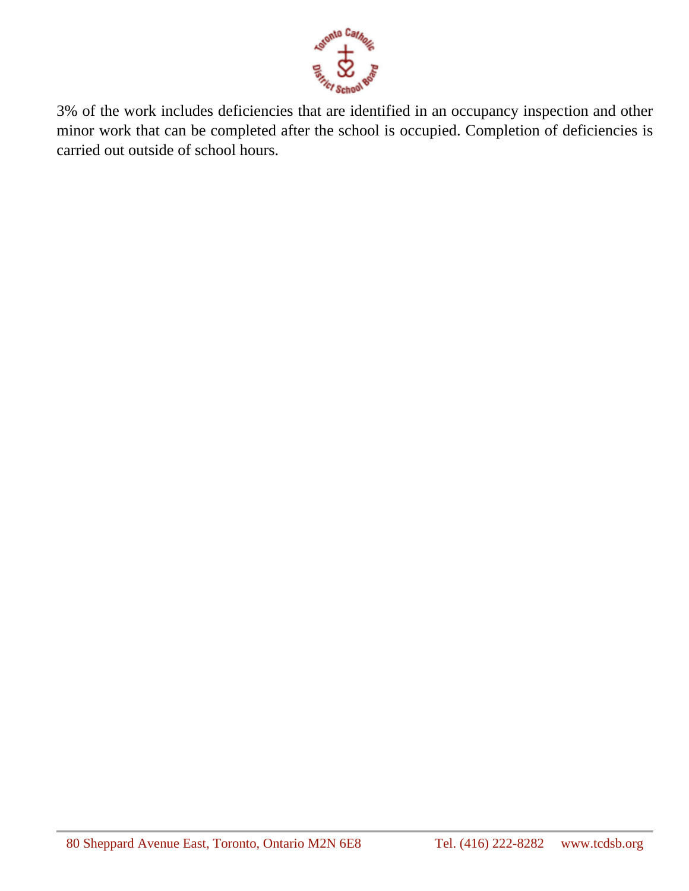3% of the work includes deficiencies that are identified in an occupancy inspection and other minor work that can be completed after the school is occupied. Completion of deficiencies is carried out outside of school hours.